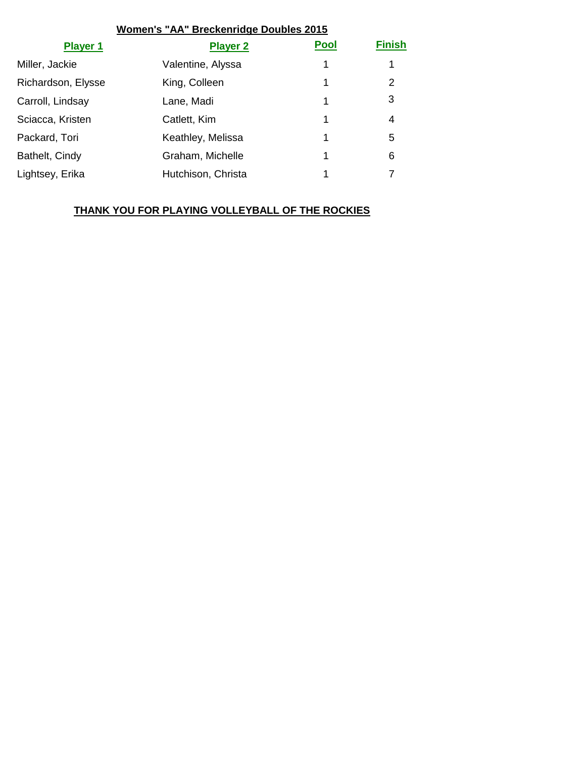## Women's "AA" Breckenridge Doubles 2015

| Player 1 | Player 2 | Pool | Finish |
|---|---|---|---|
| Miller, Jackie | Valentine, Alyssa | 1 | 1 |
| Richardson, Elysse | King, Colleen | 1 | 2 |
| Carroll, Lindsay | Lane, Madi | 1 | 3 |
| Sciacca, Kristen | Catlett, Kim | 1 | 4 |
| Packard, Tori | Keathley, Melissa | 1 | 5 |
| Bathelt, Cindy | Graham, Michelle | 1 | 6 |
| Lightsey, Erika | Hutchison, Christa | 1 | 7 |

**THANK YOU FOR PLAYING VOLLEYBALL OF THE ROCKIES**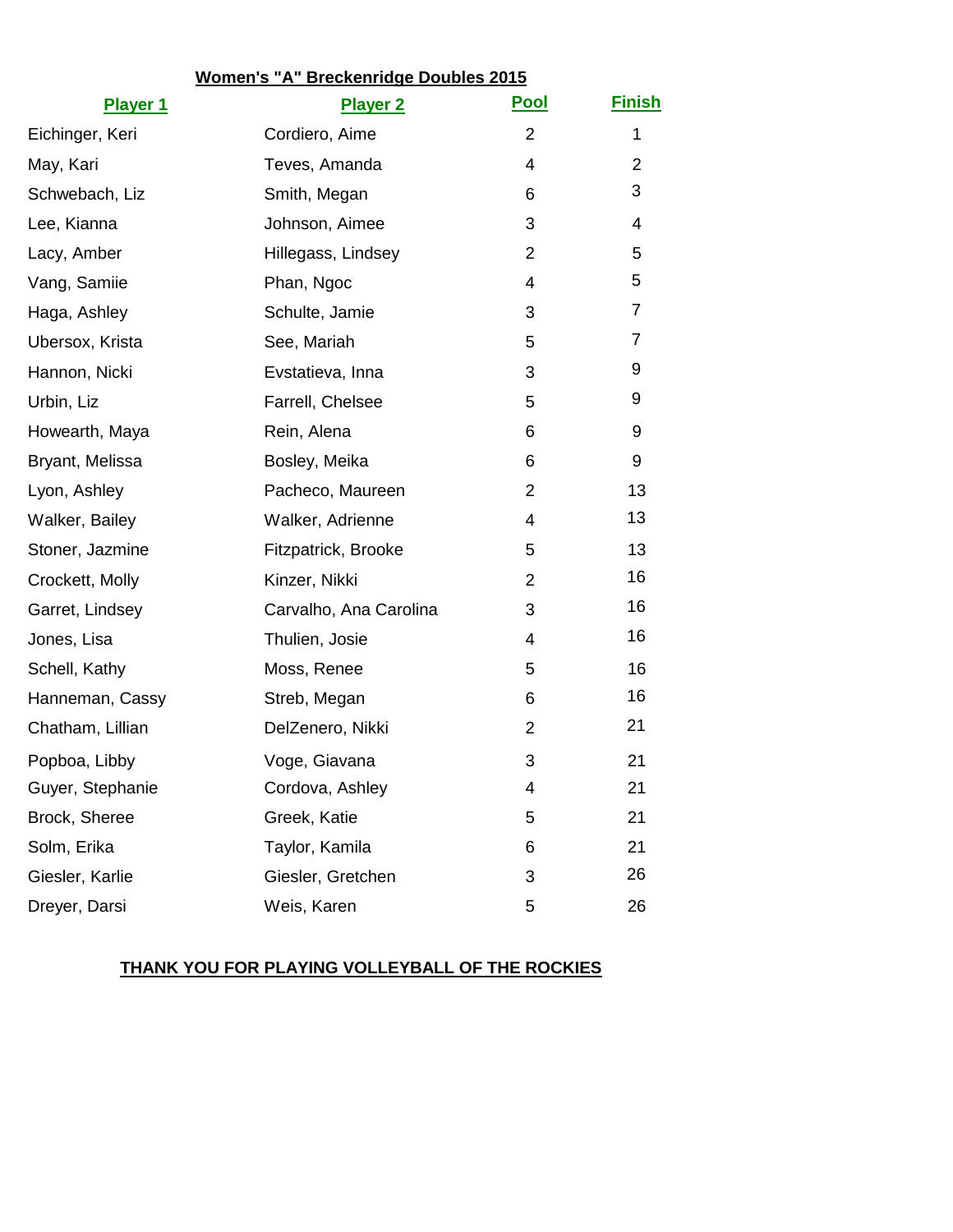## Women's "A" Breckenridge Doubles 2015

| Player 1 | Player 2 | Pool | Finish |
|---|---|---|---|
| Eichinger, Keri | Cordiero, Aime | 2 | 1 |
| May, Kari | Teves, Amanda | 4 | 2 |
| Schwebach, Liz | Smith, Megan | 6 | 3 |
| Lee, Kianna | Johnson, Aimee | 3 | 4 |
| Lacy, Amber | Hillegass, Lindsey | 2 | 5 |
| Vang, Samiie | Phan, Ngoc | 4 | 5 |
| Haga, Ashley | Schulte, Jamie | 3 | 7 |
| Ubersox, Krista | See, Mariah | 5 | 7 |
| Hannon, Nicki | Evstatieva, Inna | 3 | 9 |
| Urbin, Liz | Farrell, Chelsee | 5 | 9 |
| Howearth, Maya | Rein, Alena | 6 | 9 |
| Bryant, Melissa | Bosley, Meika | 6 | 9 |
| Lyon, Ashley | Pacheco, Maureen | 2 | 13 |
| Walker, Bailey | Walker, Adrienne | 4 | 13 |
| Stoner, Jazmine | Fitzpatrick, Brooke | 5 | 13 |
| Crockett, Molly | Kinzer, Nikki | 2 | 16 |
| Garret, Lindsey | Carvalho, Ana Carolina | 3 | 16 |
| Jones, Lisa | Thulien, Josie | 4 | 16 |
| Schell, Kathy | Moss, Renee | 5 | 16 |
| Hanneman, Cassy | Streb, Megan | 6 | 16 |
| Chatham, Lillian | DelZenero, Nikki | 2 | 21 |
| Popboa, Libby | Voge, Giavana | 3 | 21 |
| Guyer, Stephanie | Cordova, Ashley | 4 | 21 |
| Brock, Sheree | Greek, Katie | 5 | 21 |
| Solm, Erika | Taylor, Kamila | 6 | 21 |
| Giesler, Karlie | Giesler, Gretchen | 3 | 26 |
| Dreyer, Darsi | Weis, Karen | 5 | 26 |

**THANK YOU FOR PLAYING VOLLEYBALL OF THE ROCKIES**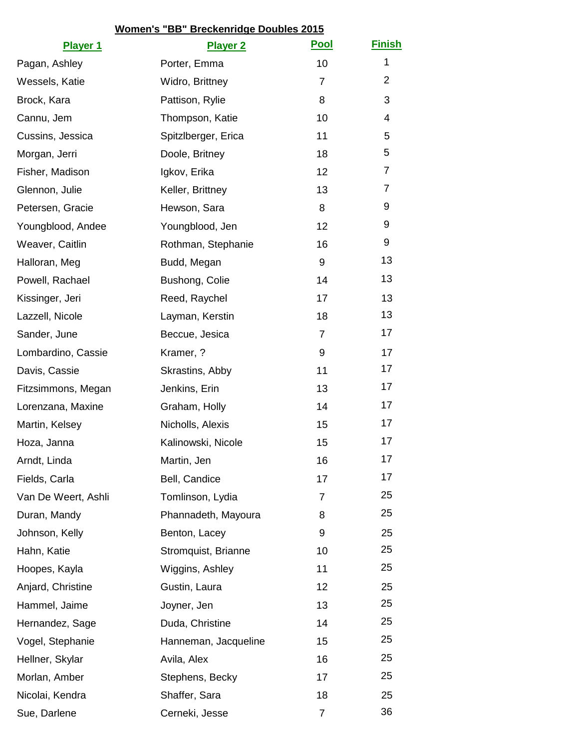## Women's "BB" Breckenridge Doubles 2015

| Player 1 | Player 2 | Pool | Finish |
|---|---|---|---|
| Pagan, Ashley | Porter, Emma | 10 | 1 |
| Wessels, Katie | Widro, Brittney | 7 | 2 |
| Brock, Kara | Pattison, Rylie | 8 | 3 |
| Cannu, Jem | Thompson, Katie | 10 | 4 |
| Cussins, Jessica | Spitzlberger, Erica | 11 | 5 |
| Morgan, Jerri | Doole, Britney | 18 | 5 |
| Fisher, Madison | Igkov, Erika | 12 | 7 |
| Glennon, Julie | Keller, Brittney | 13 | 7 |
| Petersen, Gracie | Hewson, Sara | 8 | 9 |
| Youngblood, Andee | Youngblood, Jen | 12 | 9 |
| Weaver, Caitlin | Rothman, Stephanie | 16 | 9 |
| Halloran, Meg | Budd, Megan | 9 | 13 |
| Powell, Rachael | Bushong, Colie | 14 | 13 |
| Kissinger, Jeri | Reed, Raychel | 17 | 13 |
| Lazzell, Nicole | Layman, Kerstin | 18 | 13 |
| Sander, June | Beccue, Jesica | 7 | 17 |
| Lombardino, Cassie | Kramer, ? | 9 | 17 |
| Davis, Cassie | Skrastins, Abby | 11 | 17 |
| Fitzsimmons, Megan | Jenkins, Erin | 13 | 17 |
| Lorenzana, Maxine | Graham, Holly | 14 | 17 |
| Martin, Kelsey | Nicholls, Alexis | 15 | 17 |
| Hoza, Janna | Kalinowski, Nicole | 15 | 17 |
| Arndt, Linda | Martin, Jen | 16 | 17 |
| Fields, Carla | Bell, Candice | 17 | 17 |
| Van De Weert, Ashli | Tomlinson, Lydia | 7 | 25 |
| Duran, Mandy | Phannadeth, Mayoura | 8 | 25 |
| Johnson, Kelly | Benton, Lacey | 9 | 25 |
| Hahn, Katie | Stromquist, Brianne | 10 | 25 |
| Hoopes, Kayla | Wiggins, Ashley | 11 | 25 |
| Anjard, Christine | Gustin, Laura | 12 | 25 |
| Hammel, Jaime | Joyner, Jen | 13 | 25 |
| Hernandez, Sage | Duda, Christine | 14 | 25 |
| Vogel, Stephanie | Hanneman, Jacqueline | 15 | 25 |
| Hellner, Skylar | Avila, Alex | 16 | 25 |
| Morlan, Amber | Stephens, Becky | 17 | 25 |
| Nicolai, Kendra | Shaffer, Sara | 18 | 25 |
| Sue, Darlene | Cerneki, Jesse | 7 | 36 |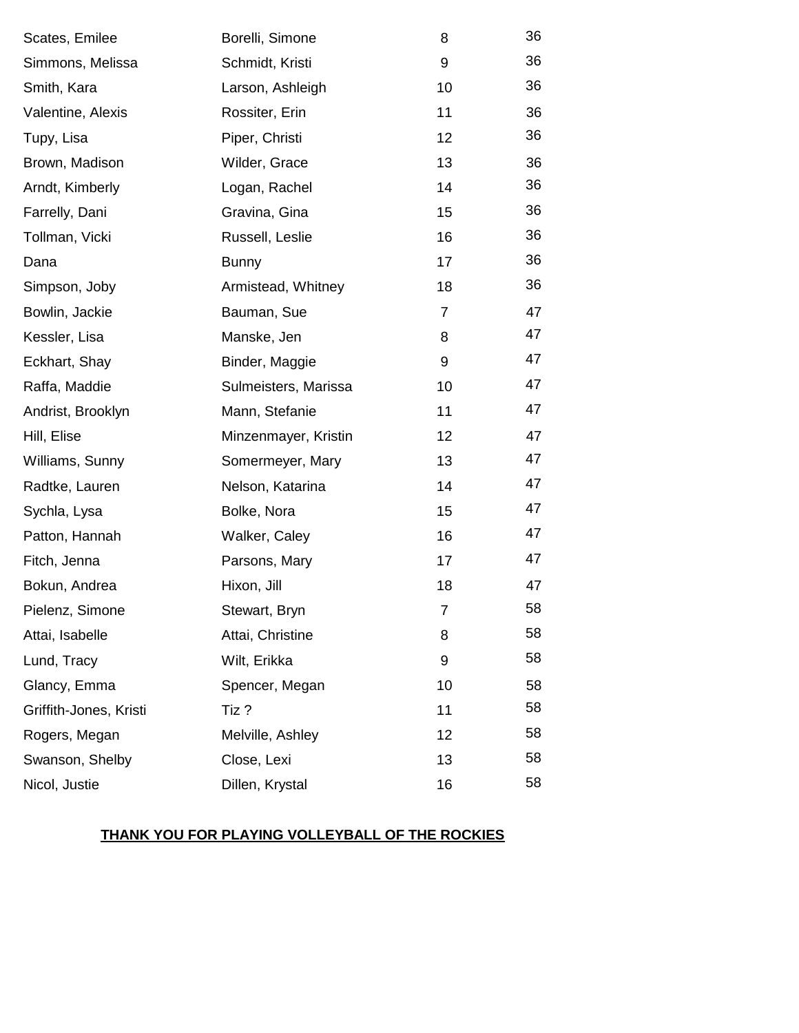| | | | |
|---|---|---|---|
| Scates, Emilee | Borelli, Simone | 8 | 36 |
| Simmons, Melissa | Schmidt, Kristi | 9 | 36 |
| Smith, Kara | Larson, Ashleigh | 10 | 36 |
| Valentine, Alexis | Rossiter, Erin | 11 | 36 |
| Tupy, Lisa | Piper, Christi | 12 | 36 |
| Brown, Madison | Wilder, Grace | 13 | 36 |
| Arndt, Kimberly | Logan, Rachel | 14 | 36 |
| Farrelly, Dani | Gravina, Gina | 15 | 36 |
| Tollman, Vicki | Russell, Leslie | 16 | 36 |
| Dana | Bunny | 17 | 36 |
| Simpson, Joby | Armistead, Whitney | 18 | 36 |
| Bowlin, Jackie | Bauman, Sue | 7 | 47 |
| Kessler, Lisa | Manske, Jen | 8 | 47 |
| Eckhart, Shay | Binder, Maggie | 9 | 47 |
| Raffa, Maddie | Sulmeisters, Marissa | 10 | 47 |
| Andrist, Brooklyn | Mann, Stefanie | 11 | 47 |
| Hill, Elise | Minzenmayer, Kristin | 12 | 47 |
| Williams, Sunny | Somermeyer, Mary | 13 | 47 |
| Radtke, Lauren | Nelson, Katarina | 14 | 47 |
| Sychla, Lysa | Bolke, Nora | 15 | 47 |
| Patton, Hannah | Walker, Caley | 16 | 47 |
| Fitch, Jenna | Parsons, Mary | 17 | 47 |
| Bokun, Andrea | Hixon, Jill | 18 | 47 |
| Pielenz, Simone | Stewart, Bryn | 7 | 58 |
| Attai, Isabelle | Attai, Christine | 8 | 58 |
| Lund, Tracy | Wilt, Erikka | 9 | 58 |
| Glancy, Emma | Spencer, Megan | 10 | 58 |
| Griffith-Jones, Kristi | Tiz ? | 11 | 58 |
| Rogers, Megan | Melville, Ashley | 12 | 58 |
| Swanson, Shelby | Close, Lexi | 13 | 58 |
| Nicol, Justie | Dillen, Krystal | 16 | 58 |

**THANK YOU FOR PLAYING VOLLEYBALL OF THE ROCKIES**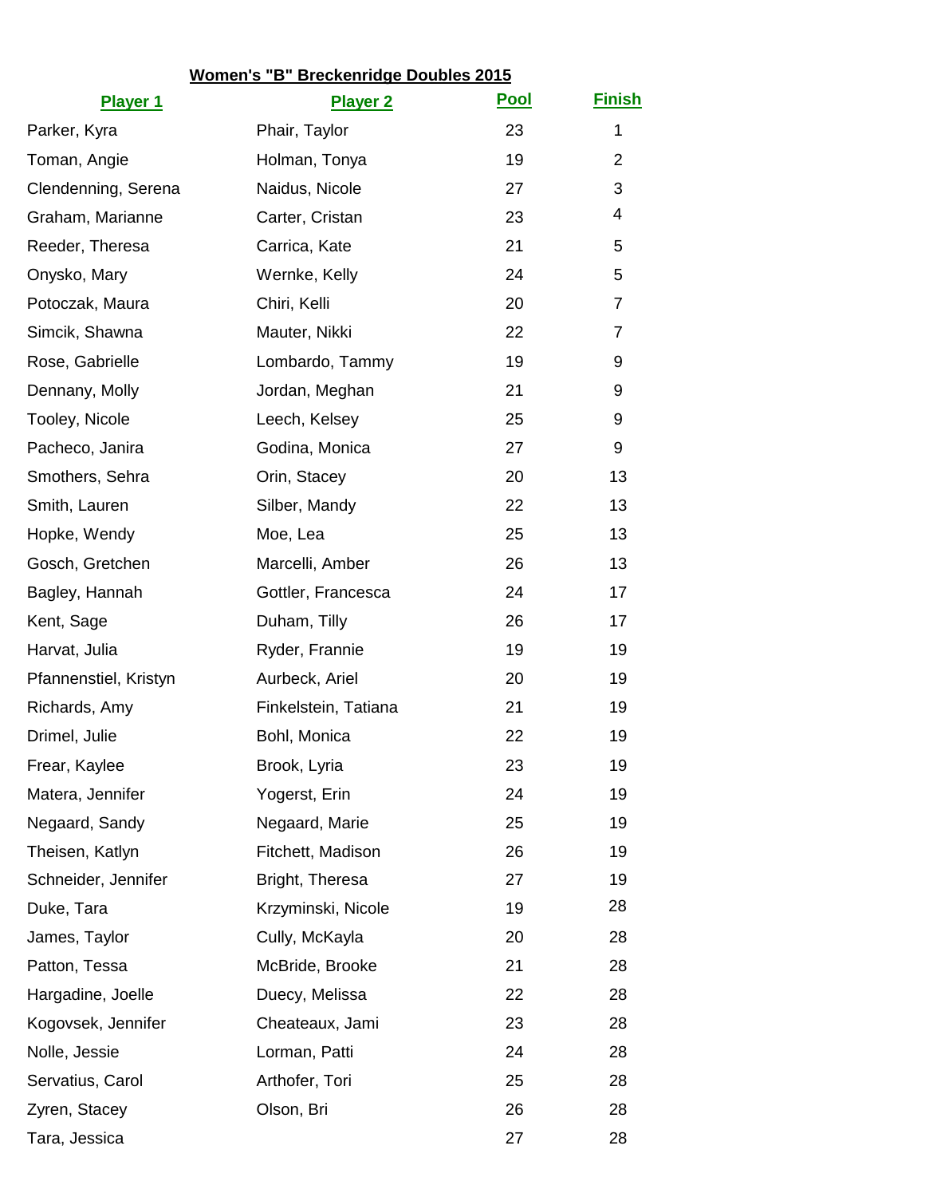## Women's "B" Breckenridge Doubles 2015

| Player 1 | Player 2 | Pool | Finish |
|---|---|---|---|
| Parker, Kyra | Phair, Taylor | 23 | 1 |
| Toman, Angie | Holman, Tonya | 19 | 2 |
| Clendenning, Serena | Naidus, Nicole | 27 | 3 |
| Graham, Marianne | Carter, Cristan | 23 | 4 |
| Reeder, Theresa | Carrica, Kate | 21 | 5 |
| Onysko, Mary | Wernke, Kelly | 24 | 5 |
| Potoczak, Maura | Chiri, Kelli | 20 | 7 |
| Simcik, Shawna | Mauter, Nikki | 22 | 7 |
| Rose, Gabrielle | Lombardo, Tammy | 19 | 9 |
| Dennany, Molly | Jordan, Meghan | 21 | 9 |
| Tooley, Nicole | Leech, Kelsey | 25 | 9 |
| Pacheco, Janira | Godina, Monica | 27 | 9 |
| Smothers, Sehra | Orin, Stacey | 20 | 13 |
| Smith, Lauren | Silber, Mandy | 22 | 13 |
| Hopke, Wendy | Moe, Lea | 25 | 13 |
| Gosch, Gretchen | Marcelli, Amber | 26 | 13 |
| Bagley, Hannah | Gottler, Francesca | 24 | 17 |
| Kent, Sage | Duham, Tilly | 26 | 17 |
| Harvat, Julia | Ryder, Frannie | 19 | 19 |
| Pfannenstiel, Kristyn | Aurbeck, Ariel | 20 | 19 |
| Richards, Amy | Finkelstein, Tatiana | 21 | 19 |
| Drimel, Julie | Bohl, Monica | 22 | 19 |
| Frear, Kaylee | Brook, Lyria | 23 | 19 |
| Matera, Jennifer | Yogerst, Erin | 24 | 19 |
| Negaard, Sandy | Negaard, Marie | 25 | 19 |
| Theisen, Katlyn | Fitchett, Madison | 26 | 19 |
| Schneider, Jennifer | Bright, Theresa | 27 | 19 |
| Duke, Tara | Krzyminski, Nicole | 19 | 28 |
| James, Taylor | Cully, McKayla | 20 | 28 |
| Patton, Tessa | McBride, Brooke | 21 | 28 |
| Hargadine, Joelle | Duecy, Melissa | 22 | 28 |
| Kogovsek, Jennifer | Cheateaux, Jami | 23 | 28 |
| Nolle, Jessie | Lorman, Patti | 24 | 28 |
| Servatius, Carol | Arthofer, Tori | 25 | 28 |
| Zyren, Stacey | Olson, Bri | 26 | 28 |
| Tara, Jessica | | 27 | 28 |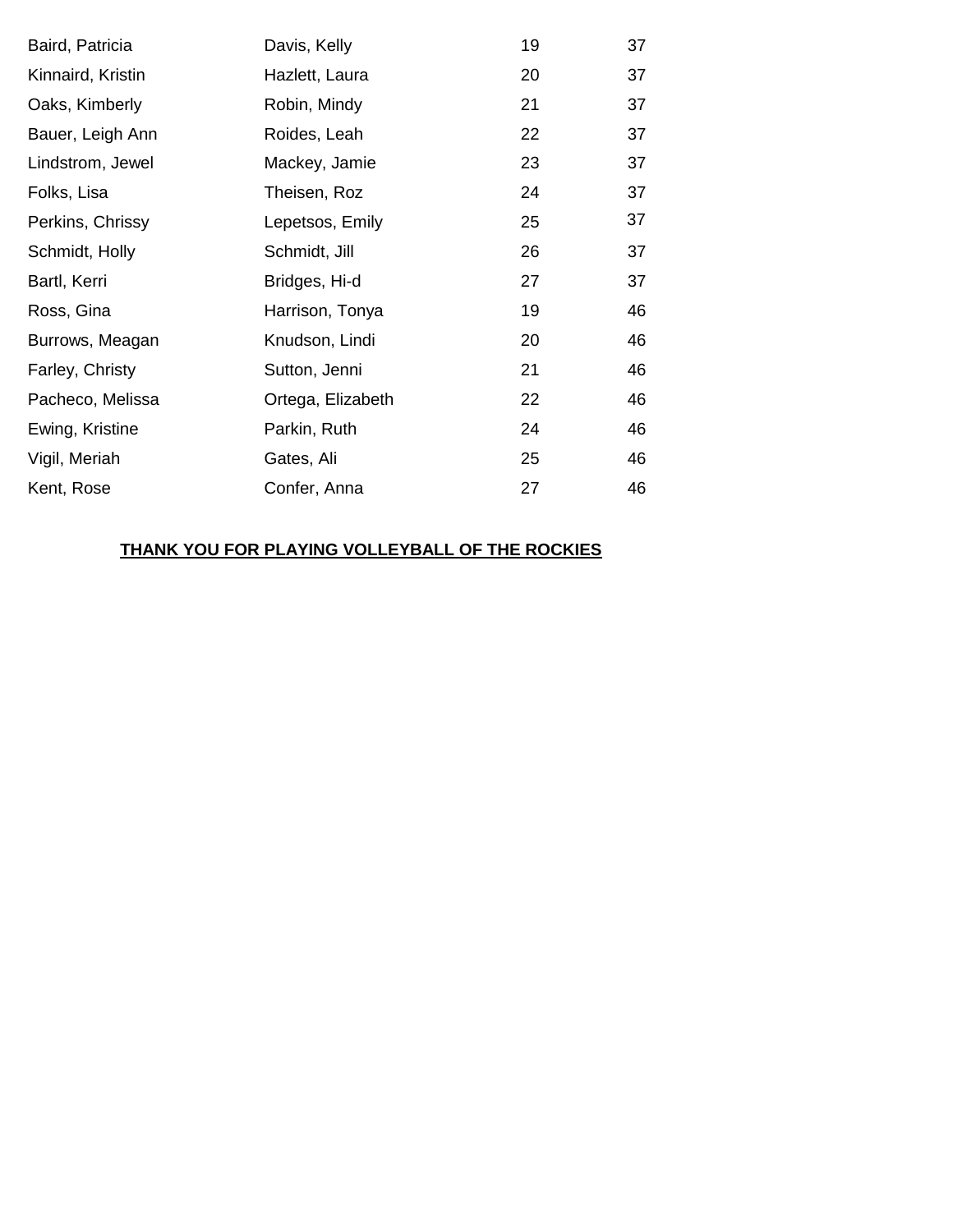| | | | |
|---|---|---|---|
| Baird, Patricia | Davis, Kelly | 19 | 37 |
| Kinnaird, Kristin | Hazlett, Laura | 20 | 37 |
| Oaks, Kimberly | Robin, Mindy | 21 | 37 |
| Bauer, Leigh Ann | Roides, Leah | 22 | 37 |
| Lindstrom, Jewel | Mackey, Jamie | 23 | 37 |
| Folks, Lisa | Theisen, Roz | 24 | 37 |
| Perkins, Chrissy | Lepetsos, Emily | 25 | 37 |
| Schmidt, Holly | Schmidt, Jill | 26 | 37 |
| Bartl, Kerri | Bridges, Hi-d | 27 | 37 |
| Ross, Gina | Harrison, Tonya | 19 | 46 |
| Burrows, Meagan | Knudson, Lindi | 20 | 46 |
| Farley, Christy | Sutton, Jenni | 21 | 46 |
| Pacheco, Melissa | Ortega, Elizabeth | 22 | 46 |
| Ewing, Kristine | Parkin, Ruth | 24 | 46 |
| Vigil, Meriah | Gates, Ali | 25 | 46 |
| Kent, Rose | Confer, Anna | 27 | 46 |

**THANK YOU FOR PLAYING VOLLEYBALL OF THE ROCKIES**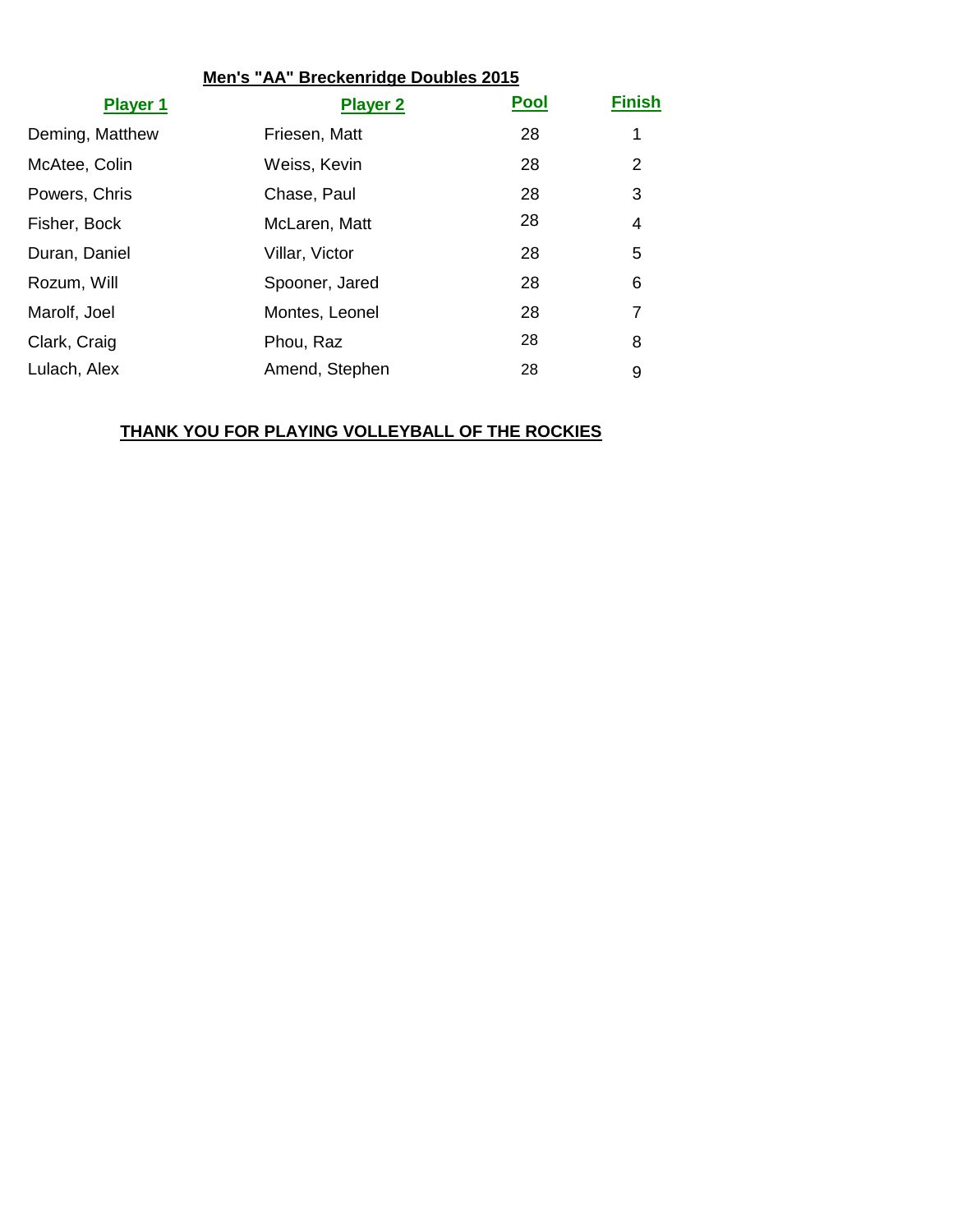## Men's "AA" Breckenridge Doubles 2015

| Player 1 | Player 2 | Pool | Finish |
|---|---|---|---|
| Deming, Matthew | Friesen, Matt | 28 | 1 |
| McAtee, Colin | Weiss, Kevin | 28 | 2 |
| Powers, Chris | Chase, Paul | 28 | 3 |
| Fisher, Bock | McLaren, Matt | 28 | 4 |
| Duran, Daniel | Villar, Victor | 28 | 5 |
| Rozum, Will | Spooner, Jared | 28 | 6 |
| Marolf, Joel | Montes, Leonel | 28 | 7 |
| Clark, Craig | Phou, Raz | 28 | 8 |
| Lulach, Alex | Amend, Stephen | 28 | 9 |

**THANK YOU FOR PLAYING VOLLEYBALL OF THE ROCKIES**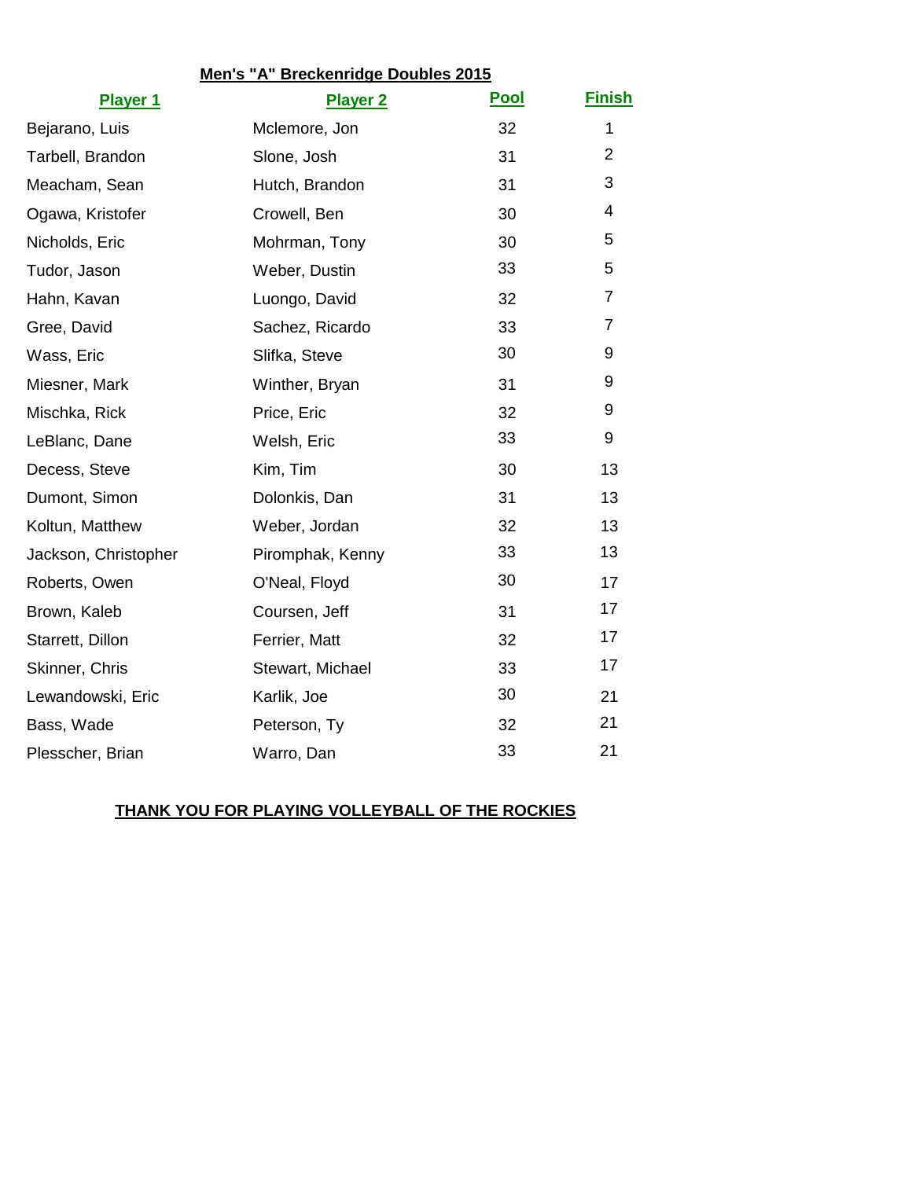## Men's "A" Breckenridge Doubles 2015

| Player 1 | Player 2 | Pool | Finish |
|---|---|---|---|
| Bejarano, Luis | Mclemore, Jon | 32 | 1 |
| Tarbell, Brandon | Slone, Josh | 31 | 2 |
| Meacham, Sean | Hutch, Brandon | 31 | 3 |
| Ogawa, Kristofer | Crowell, Ben | 30 | 4 |
| Nicholds, Eric | Mohrman, Tony | 30 | 5 |
| Tudor, Jason | Weber, Dustin | 33 | 5 |
| Hahn, Kavan | Luongo, David | 32 | 7 |
| Gree, David | Sachez, Ricardo | 33 | 7 |
| Wass, Eric | Slifka, Steve | 30 | 9 |
| Miesner, Mark | Winther, Bryan | 31 | 9 |
| Mischka, Rick | Price, Eric | 32 | 9 |
| LeBlanc, Dane | Welsh, Eric | 33 | 9 |
| Decess, Steve | Kim, Tim | 30 | 13 |
| Dumont, Simon | Dolonkis, Dan | 31 | 13 |
| Koltun, Matthew | Weber, Jordan | 32 | 13 |
| Jackson, Christopher | Piromphak, Kenny | 33 | 13 |
| Roberts, Owen | O'Neal, Floyd | 30 | 17 |
| Brown, Kaleb | Coursen, Jeff | 31 | 17 |
| Starrett, Dillon | Ferrier, Matt | 32 | 17 |
| Skinner, Chris | Stewart, Michael | 33 | 17 |
| Lewandowski, Eric | Karlik, Joe | 30 | 21 |
| Bass, Wade | Peterson, Ty | 32 | 21 |
| Plesscher, Brian | Warro, Dan | 33 | 21 |

**THANK YOU FOR PLAYING VOLLEYBALL OF THE ROCKIES**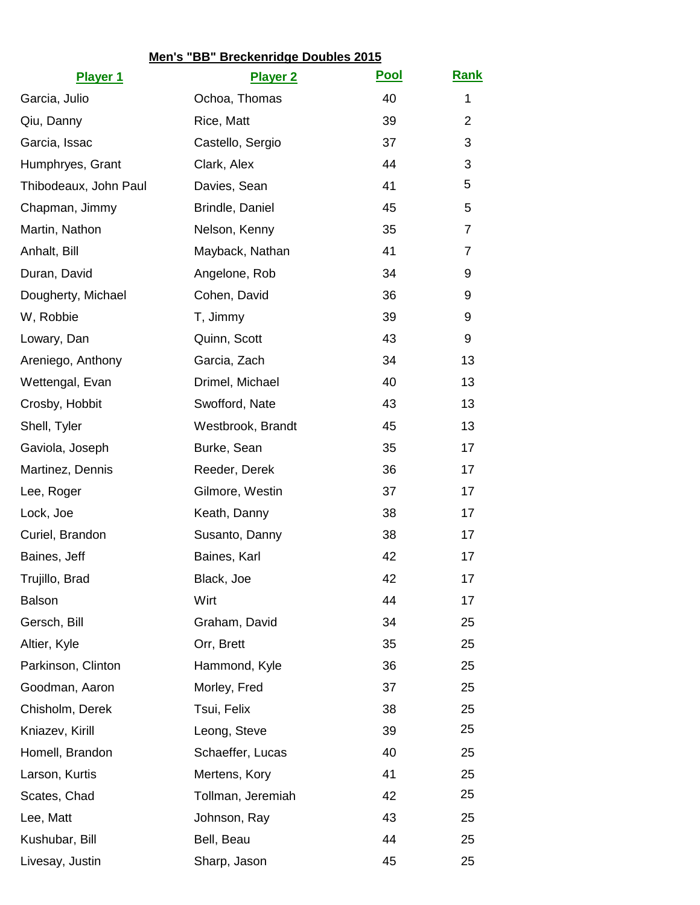## Men's "BB" Breckenridge Doubles 2015

| Player 1 | Player 2 | Pool | Rank |
|---|---|---|---|
| Garcia, Julio | Ochoa, Thomas | 40 | 1 |
| Qiu, Danny | Rice, Matt | 39 | 2 |
| Garcia, Issac | Castello, Sergio | 37 | 3 |
| Humphryes, Grant | Clark, Alex | 44 | 3 |
| Thibodeaux, John Paul | Davies, Sean | 41 | 5 |
| Chapman, Jimmy | Brindle, Daniel | 45 | 5 |
| Martin, Nathon | Nelson, Kenny | 35 | 7 |
| Anhalt, Bill | Mayback, Nathan | 41 | 7 |
| Duran, David | Angelone, Rob | 34 | 9 |
| Dougherty, Michael | Cohen, David | 36 | 9 |
| W, Robbie | T, Jimmy | 39 | 9 |
| Lowary, Dan | Quinn, Scott | 43 | 9 |
| Areniego, Anthony | Garcia, Zach | 34 | 13 |
| Wettengal, Evan | Drimel, Michael | 40 | 13 |
| Crosby, Hobbit | Swofford, Nate | 43 | 13 |
| Shell, Tyler | Westbrook, Brandt | 45 | 13 |
| Gaviola, Joseph | Burke, Sean | 35 | 17 |
| Martinez, Dennis | Reeder, Derek | 36 | 17 |
| Lee, Roger | Gilmore, Westin | 37 | 17 |
| Lock, Joe | Keath, Danny | 38 | 17 |
| Curiel, Brandon | Susanto, Danny | 38 | 17 |
| Baines, Jeff | Baines, Karl | 42 | 17 |
| Trujillo, Brad | Black, Joe | 42 | 17 |
| Balson | Wirt | 44 | 17 |
| Gersch, Bill | Graham, David | 34 | 25 |
| Altier, Kyle | Orr, Brett | 35 | 25 |
| Parkinson, Clinton | Hammond, Kyle | 36 | 25 |
| Goodman, Aaron | Morley, Fred | 37 | 25 |
| Chisholm, Derek | Tsui, Felix | 38 | 25 |
| Kniazev, Kirill | Leong, Steve | 39 | 25 |
| Homell, Brandon | Schaeffer, Lucas | 40 | 25 |
| Larson, Kurtis | Mertens, Kory | 41 | 25 |
| Scates, Chad | Tollman, Jeremiah | 42 | 25 |
| Lee, Matt | Johnson, Ray | 43 | 25 |
| Kushubar, Bill | Bell, Beau | 44 | 25 |
| Livesay, Justin | Sharp, Jason | 45 | 25 |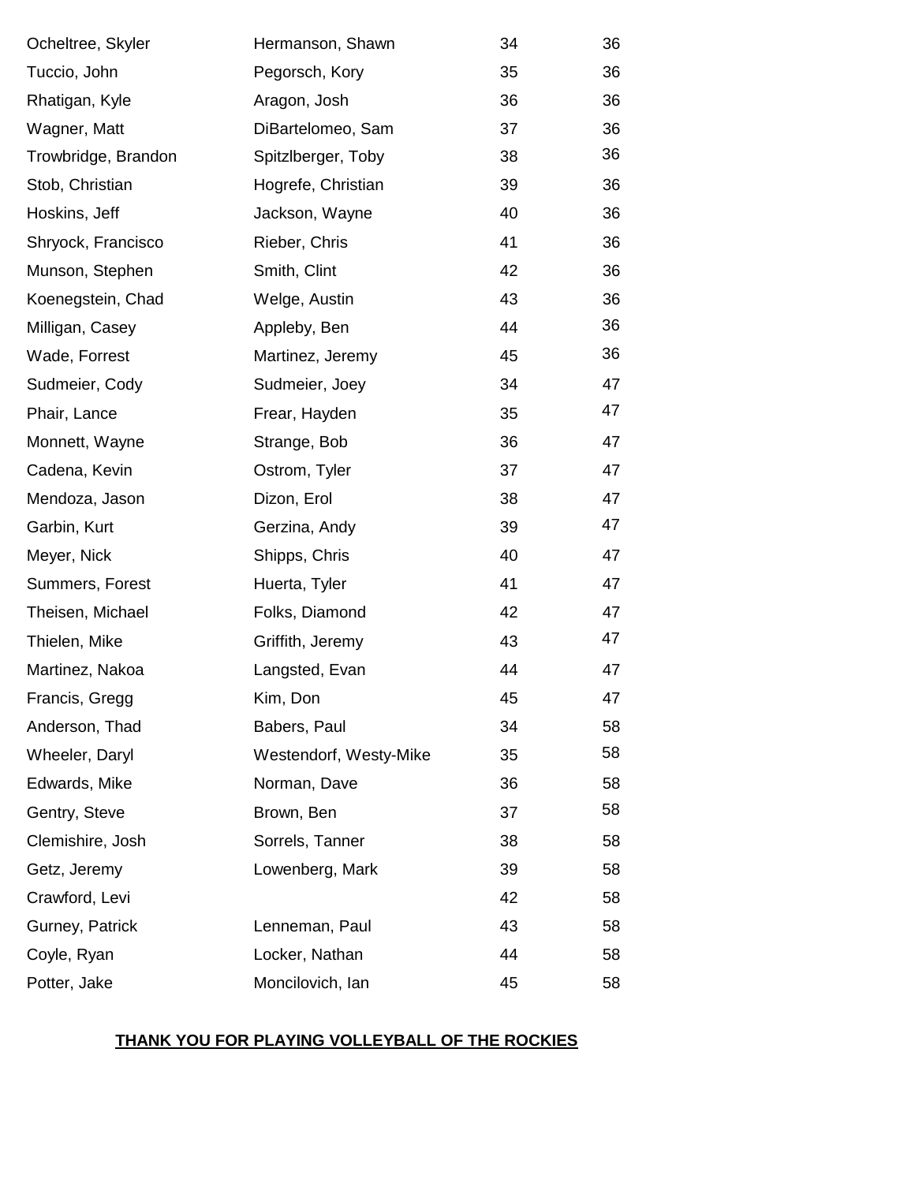| | | | |
|---|---|---|---|
| Ocheltree, Skyler | Hermanson, Shawn | 34 | 36 |
| Tuccio, John | Pegorsch, Kory | 35 | 36 |
| Rhatigan, Kyle | Aragon, Josh | 36 | 36 |
| Wagner, Matt | DiBartelomeo, Sam | 37 | 36 |
| Trowbridge, Brandon | Spitzlberger, Toby | 38 | 36 |
| Stob, Christian | Hogrefe, Christian | 39 | 36 |
| Hoskins, Jeff | Jackson, Wayne | 40 | 36 |
| Shryock, Francisco | Rieber, Chris | 41 | 36 |
| Munson, Stephen | Smith, Clint | 42 | 36 |
| Koenegstein, Chad | Welge, Austin | 43 | 36 |
| Milligan, Casey | Appleby, Ben | 44 | 36 |
| Wade, Forrest | Martinez, Jeremy | 45 | 36 |
| Sudmeier, Cody | Sudmeier, Joey | 34 | 47 |
| Phair, Lance | Frear, Hayden | 35 | 47 |
| Monnett, Wayne | Strange, Bob | 36 | 47 |
| Cadena, Kevin | Ostrom, Tyler | 37 | 47 |
| Mendoza, Jason | Dizon, Erol | 38 | 47 |
| Garbin, Kurt | Gerzina, Andy | 39 | 47 |
| Meyer, Nick | Shipps, Chris | 40 | 47 |
| Summers, Forest | Huerta, Tyler | 41 | 47 |
| Theisen, Michael | Folks, Diamond | 42 | 47 |
| Thielen, Mike | Griffith, Jeremy | 43 | 47 |
| Martinez, Nakoa | Langsted, Evan | 44 | 47 |
| Francis, Gregg | Kim, Don | 45 | 47 |
| Anderson, Thad | Babers, Paul | 34 | 58 |
| Wheeler, Daryl | Westendorf, Westy-Mike | 35 | 58 |
| Edwards, Mike | Norman, Dave | 36 | 58 |
| Gentry, Steve | Brown, Ben | 37 | 58 |
| Clemishire, Josh | Sorrels, Tanner | 38 | 58 |
| Getz, Jeremy | Lowenberg, Mark | 39 | 58 |
| Crawford, Levi | | 42 | 58 |
| Gurney, Patrick | Lenneman, Paul | 43 | 58 |
| Coyle, Ryan | Locker, Nathan | 44 | 58 |
| Potter, Jake | Moncilovich, Ian | 45 | 58 |

**THANK YOU FOR PLAYING VOLLEYBALL OF THE ROCKIES**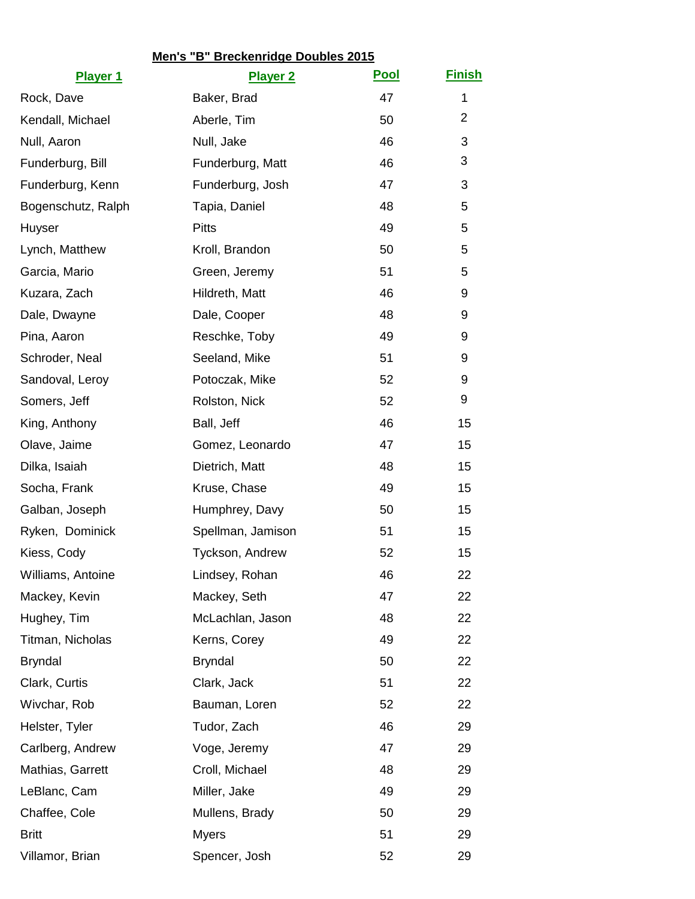## Men's "B" Breckenridge Doubles 2015

| Player 1 | Player 2 | Pool | Finish |
|---|---|---|---|
| Rock, Dave | Baker, Brad | 47 | 1 |
| Kendall, Michael | Aberle, Tim | 50 | 2 |
| Null, Aaron | Null, Jake | 46 | 3 |
| Funderburg, Bill | Funderburg, Matt | 46 | 3 |
| Funderburg, Kenn | Funderburg, Josh | 47 | 3 |
| Bogenschutz, Ralph | Tapia, Daniel | 48 | 5 |
| Huyser | Pitts | 49 | 5 |
| Lynch, Matthew | Kroll, Brandon | 50 | 5 |
| Garcia, Mario | Green, Jeremy | 51 | 5 |
| Kuzara, Zach | Hildreth, Matt | 46 | 9 |
| Dale, Dwayne | Dale, Cooper | 48 | 9 |
| Pina, Aaron | Reschke, Toby | 49 | 9 |
| Schroder, Neal | Seeland, Mike | 51 | 9 |
| Sandoval, Leroy | Potoczak, Mike | 52 | 9 |
| Somers, Jeff | Rolston, Nick | 52 | 9 |
| King, Anthony | Ball, Jeff | 46 | 15 |
| Olave, Jaime | Gomez, Leonardo | 47 | 15 |
| Dilka, Isaiah | Dietrich, Matt | 48 | 15 |
| Socha, Frank | Kruse, Chase | 49 | 15 |
| Galban, Joseph | Humphrey, Davy | 50 | 15 |
| Ryken, Dominick | Spellman, Jamison | 51 | 15 |
| Kiess, Cody | Tyckson, Andrew | 52 | 15 |
| Williams, Antoine | Lindsey, Rohan | 46 | 22 |
| Mackey, Kevin | Mackey, Seth | 47 | 22 |
| Hughey, Tim | McLachlan, Jason | 48 | 22 |
| Titman, Nicholas | Kerns, Corey | 49 | 22 |
| Bryndal | Bryndal | 50 | 22 |
| Clark, Curtis | Clark, Jack | 51 | 22 |
| Wivchar, Rob | Bauman, Loren | 52 | 22 |
| Helster, Tyler | Tudor, Zach | 46 | 29 |
| Carlberg, Andrew | Voge, Jeremy | 47 | 29 |
| Mathias, Garrett | Croll, Michael | 48 | 29 |
| LeBlanc, Cam | Miller, Jake | 49 | 29 |
| Chaffee, Cole | Mullens, Brady | 50 | 29 |
| Britt | Myers | 51 | 29 |
| Villamor, Brian | Spencer, Josh | 52 | 29 |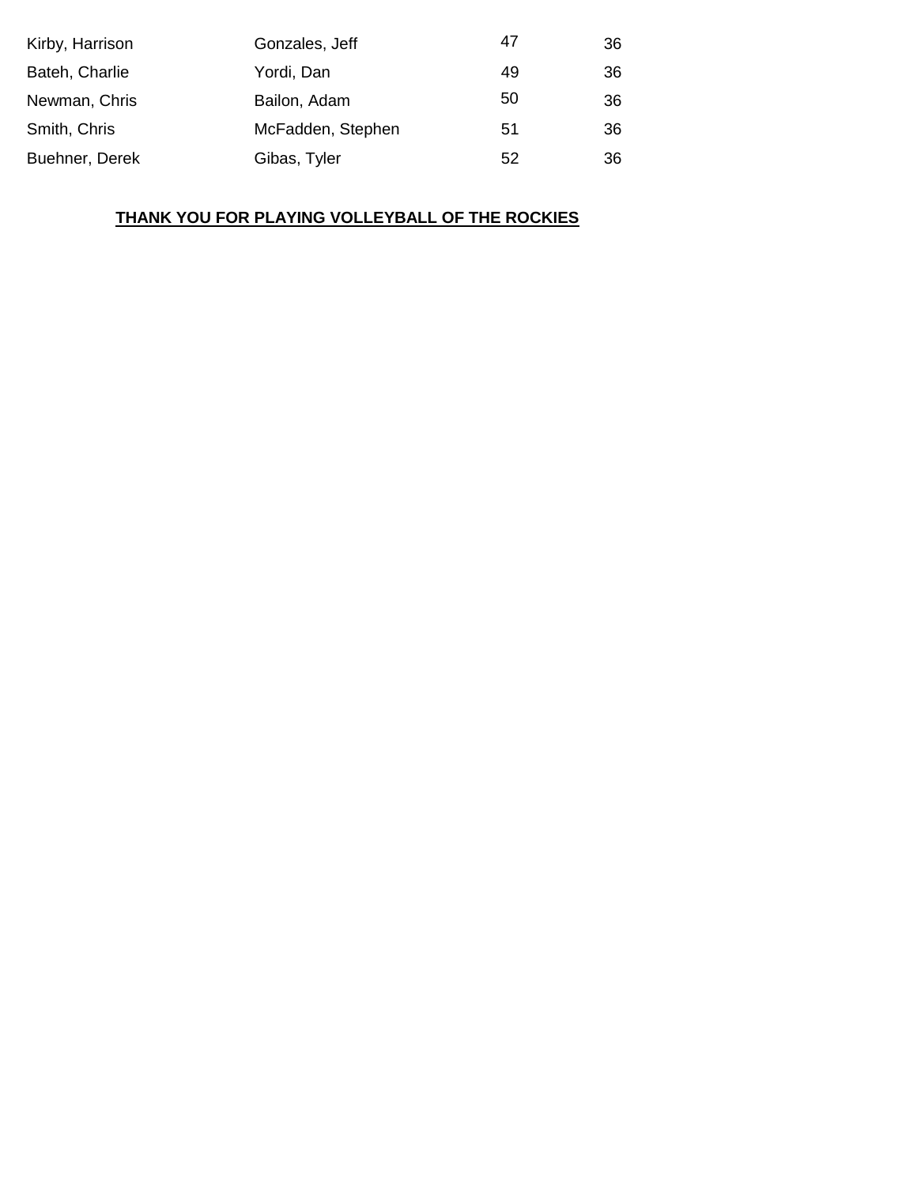| | | | |
|---|---|---|---|
| Kirby, Harrison | Gonzales, Jeff | 47 | 36 |
| Bateh, Charlie | Yordi, Dan | 49 | 36 |
| Newman, Chris | Bailon, Adam | 50 | 36 |
| Smith, Chris | McFadden, Stephen | 51 | 36 |
| Buehner, Derek | Gibas, Tyler | 52 | 36 |

**THANK YOU FOR PLAYING VOLLEYBALL OF THE ROCKIES**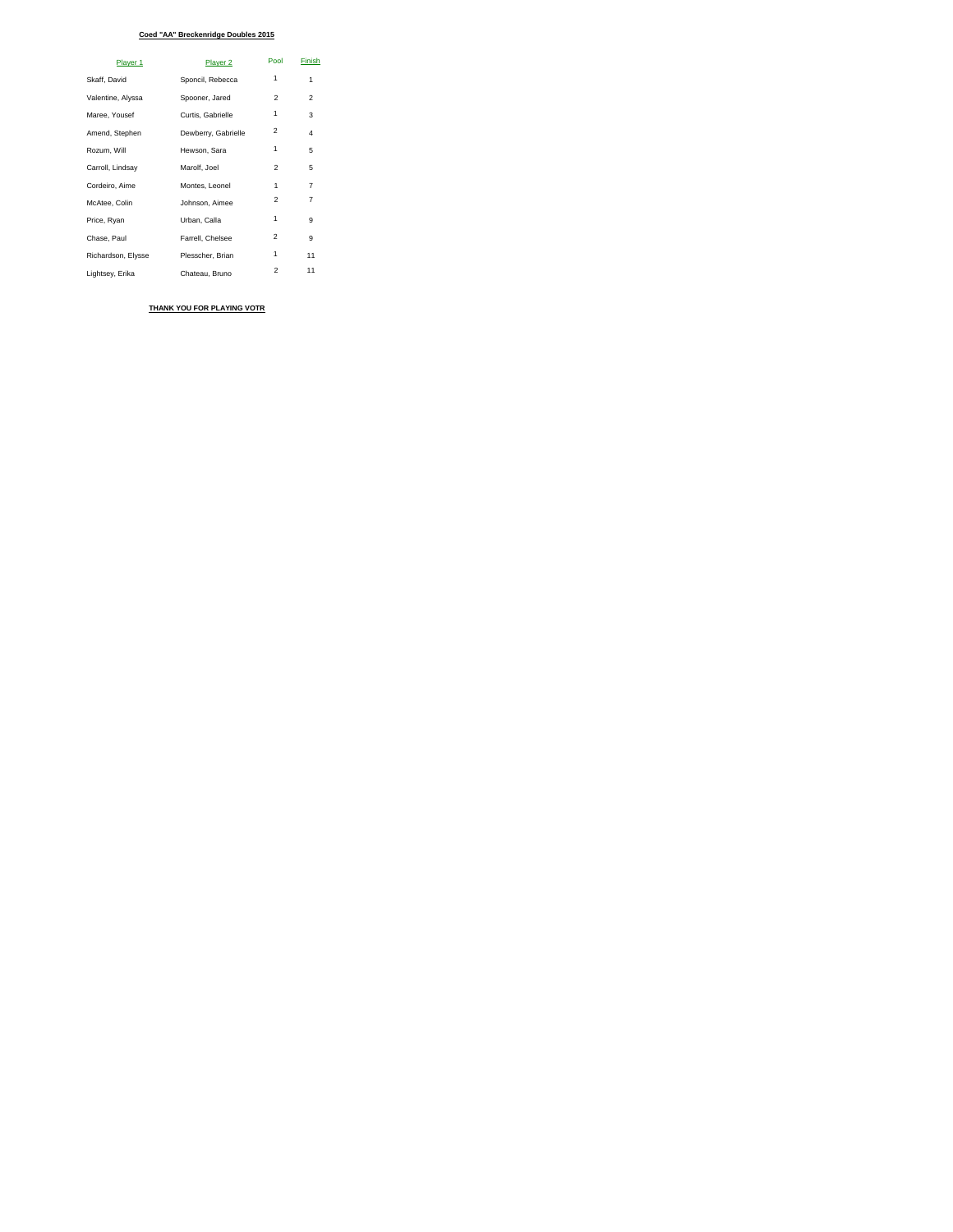**Coed "AA" Breckenridge Doubles 2015**

| Player 1 | Player 2 | Pool | Finish |
|---|---|---|---|
| Skaff, David | Sponcil, Rebecca | 1 | 1 |
| Valentine, Alyssa | Spooner, Jared | 2 | 2 |
| Maree, Yousef | Curtis, Gabrielle | 1 | 3 |
| Amend, Stephen | Dewberry, Gabrielle | 2 | 4 |
| Rozum, Will | Hewson, Sara | 1 | 5 |
| Carroll, Lindsay | Marolf, Joel | 2 | 5 |
| Cordeiro, Aime | Montes, Leonel | 1 | 7 |
| McAtee, Colin | Johnson, Aimee | 2 | 7 |
| Price, Ryan | Urban, Calla | 1 | 9 |
| Chase, Paul | Farrell, Chelsee | 2 | 9 |
| Richardson, Elysse | Plesscher, Brian | 1 | 11 |
| Lightsey, Erika | Chateau, Bruno | 2 | 11 |

**THANK YOU FOR PLAYING VOTR**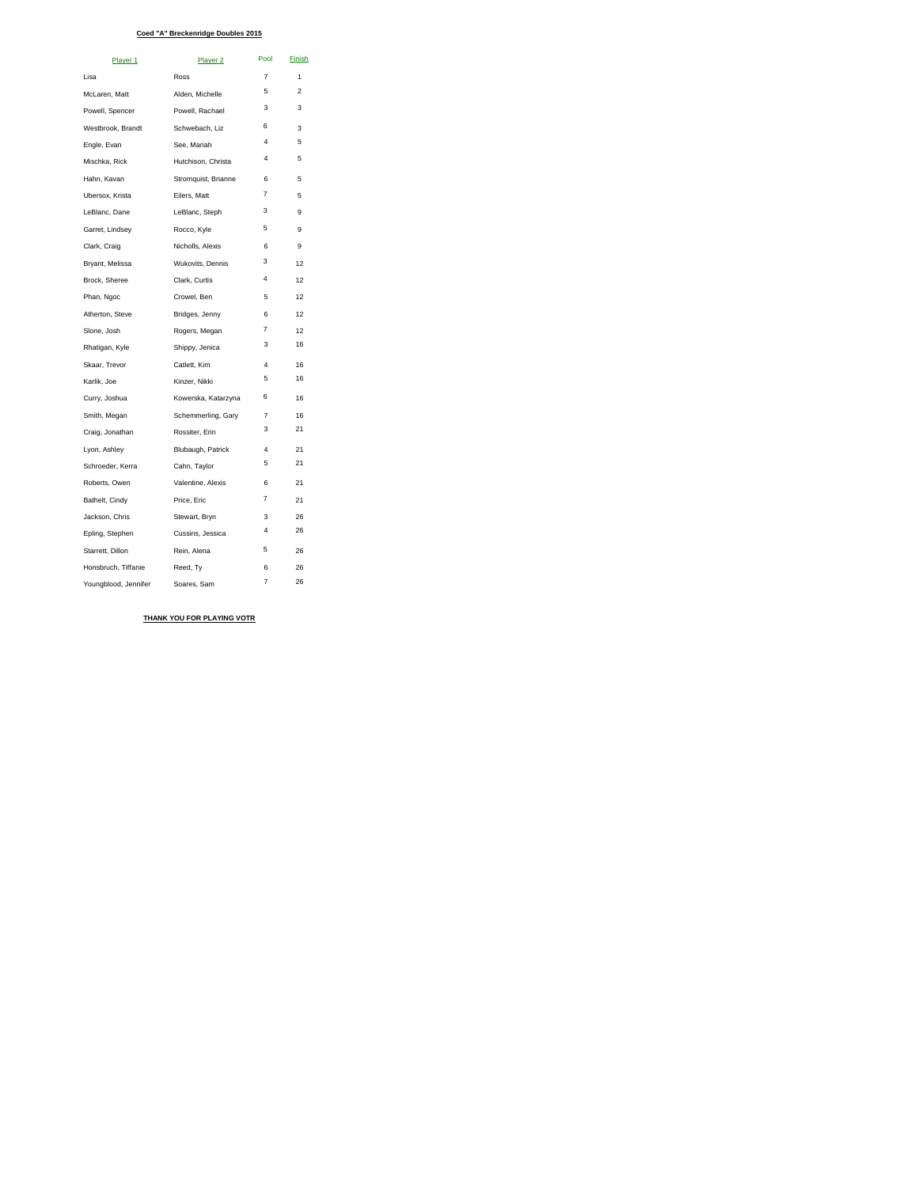**Coed "A" Breckenridge Doubles 2015**

| Player 1 | Player 2 | Pool | Finish |
|---|---|---|---|
| Lisa | Ross | 7 | 1 |
| McLaren, Matt | Alden, Michelle | 5 | 2 |
| Powell, Spencer | Powell, Rachael | 3 | 3 |
| Westbrook, Brandt | Schwebach, Liz | 6 | 3 |
| Engle, Evan | See, Mariah | 4 | 5 |
| Mischka, Rick | Hutchison, Christa | 4 | 5 |
| Hahn, Kavan | Stromquist, Brianne | 6 | 5 |
| Ubersox, Krista | Eilers, Matt | 7 | 5 |
| LeBlanc, Dane | LeBlanc, Steph | 3 | 9 |
| Garret, Lindsey | Rocco, Kyle | 5 | 9 |
| Clark, Craig | Nicholls, Alexis | 6 | 9 |
| Bryant, Melissa | Wukovits, Dennis | 3 | 12 |
| Brock, Sheree | Clark, Curtis | 4 | 12 |
| Phan, Ngoc | Crowel, Ben | 5 | 12 |
| Atherton, Steve | Bridges, Jenny | 6 | 12 |
| Slone, Josh | Rogers, Megan | 7 | 12 |
| Rhatigan, Kyle | Shippy, Jenica | 3 | 16 |
| Skaar, Trevor | Catlett, Kim | 4 | 16 |
| Karlik, Joe | Kinzer, Nikki | 5 | 16 |
| Curry, Joshua | Kowerska, Katarzyna | 6 | 16 |
| Smith, Megan | Schemmerling, Gary | 7 | 16 |
| Craig, Jonathan | Rossiter, Erin | 3 | 21 |
| Lyon, Ashley | Blubaugh, Patrick | 4 | 21 |
| Schroeder, Kerra | Cahn, Taylor | 5 | 21 |
| Roberts, Owen | Valentine, Alexis | 6 | 21 |
| Bathelt, Cindy | Price, Eric | 7 | 21 |
| Jackson, Chris | Stewart, Bryn | 3 | 26 |
| Epling, Stephen | Cussins, Jessica | 4 | 26 |
| Starrett, Dillon | Rein, Alena | 5 | 26 |
| Honsbruch, Tiffanie | Reed, Ty | 6 | 26 |
| Youngblood, Jennifer | Soares, Sam | 7 | 26 |

**THANK YOU FOR PLAYING VOTR**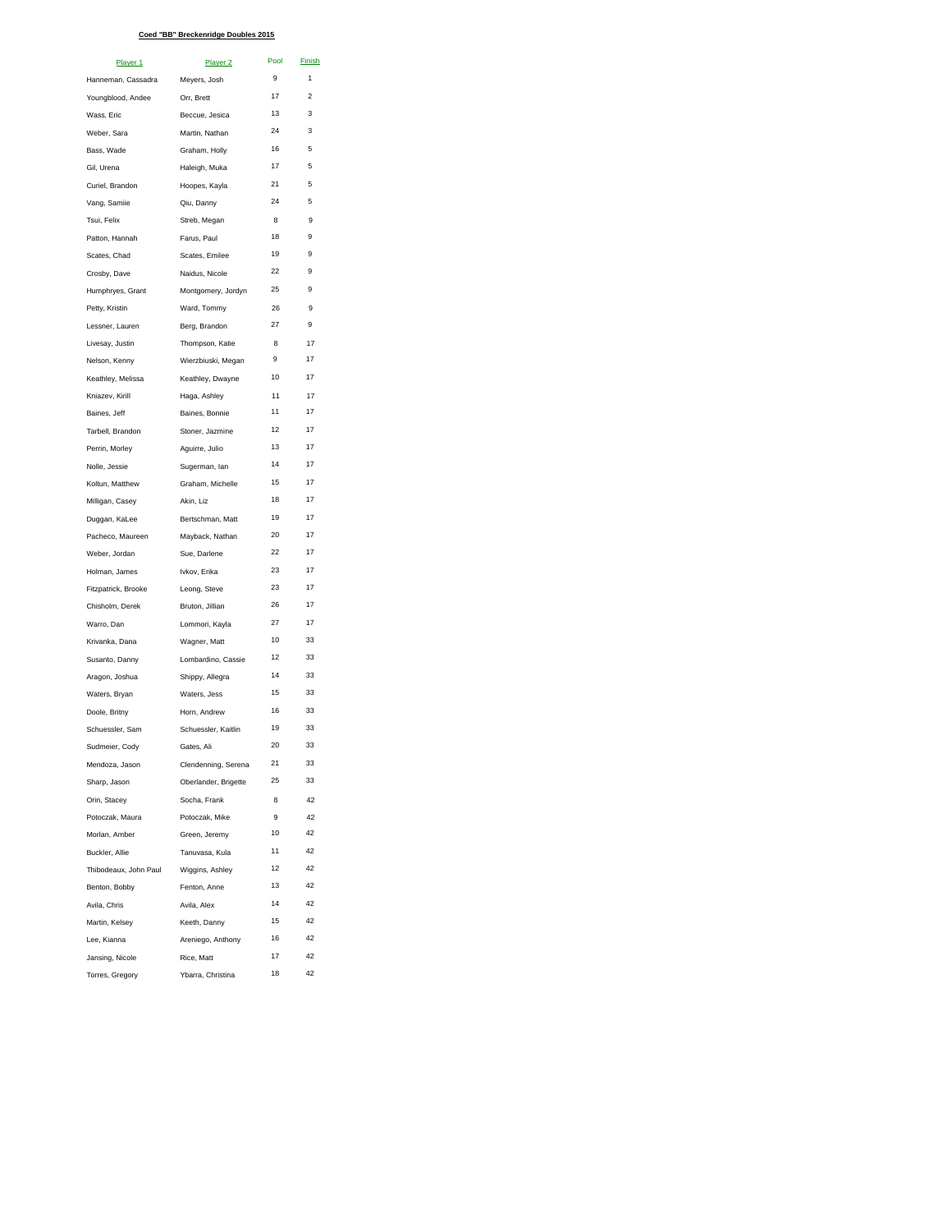**Coed "BB" Breckenridge Doubles 2015**

| Player 1 | Player 2 | Pool | Finish |
|---|---|---|---|
| Hanneman, Cassadra | Meyers, Josh | 9 | 1 |
| Youngblood, Andee | Orr, Brett | 17 | 2 |
| Wass, Eric | Beccue, Jesica | 13 | 3 |
| Weber, Sara | Martin, Nathan | 24 | 3 |
| Bass, Wade | Graham, Holly | 16 | 5 |
| Gil, Urena | Haleigh, Muka | 17 | 5 |
| Curiel, Brandon | Hoopes, Kayla | 21 | 5 |
| Vang, Samiie | Qiu, Danny | 24 | 5 |
| Tsui, Felix | Streb, Megan | 8 | 9 |
| Patton, Hannah | Farus, Paul | 18 | 9 |
| Scates, Chad | Scates, Emilee | 19 | 9 |
| Crosby, Dave | Naidus, Nicole | 22 | 9 |
| Humphryes, Grant | Montgomery, Jordyn | 25 | 9 |
| Petty, Kristin | Ward, Tommy | 26 | 9 |
| Lessner, Lauren | Berg, Brandon | 27 | 9 |
| Livesay, Justin | Thompson, Katie | 8 | 17 |
| Nelson, Kenny | Wierzbiuski, Megan | 9 | 17 |
| Keathley, Melissa | Keathley, Dwayne | 10 | 17 |
| Kniazev, Kirill | Haga, Ashley | 11 | 17 |
| Baines, Jeff | Baines, Bonnie | 11 | 17 |
| Tarbell, Brandon | Stoner, Jazmine | 12 | 17 |
| Perrin, Morley | Aguirre, Julio | 13 | 17 |
| Nolle, Jessie | Sugerman, Ian | 14 | 17 |
| Koltun, Matthew | Graham, Michelle | 15 | 17 |
| Milligan, Casey | Akin, Liz | 18 | 17 |
| Duggan, KaLee | Bertschman, Matt | 19 | 17 |
| Pacheco, Maureen | Mayback, Nathan | 20 | 17 |
| Weber, Jordan | Sue, Darlene | 22 | 17 |
| Holman, James | Ivkov, Erika | 23 | 17 |
| Fitzpatrick, Brooke | Leong, Steve | 23 | 17 |
| Chisholm, Derek | Bruton, Jillian | 26 | 17 |
| Warro, Dan | Lommori, Kayla | 27 | 17 |
| Krivanka, Dana | Wagner, Matt | 10 | 33 |
| Susanto, Danny | Lombardino, Cassie | 12 | 33 |
| Aragon, Joshua | Shippy, Allegra | 14 | 33 |
| Waters, Bryan | Waters, Jess | 15 | 33 |
| Doole, Britny | Horn, Andrew | 16 | 33 |
| Schuessler, Sam | Schuessler, Kaitlin | 19 | 33 |
| Sudmeier, Cody | Gates, Ali | 20 | 33 |
| Mendoza, Jason | Clendenning, Serena | 21 | 33 |
| Sharp, Jason | Oberlander, Brigette | 25 | 33 |
| Orin, Stacey | Socha, Frank | 8 | 42 |
| Potoczak, Maura | Potoczak, Mike | 9 | 42 |
| Morlan, Amber | Green, Jeremy | 10 | 42 |
| Buckler, Allie | Tanuvasa, Kula | 11 | 42 |
| Thibodeaux, John Paul | Wiggins, Ashley | 12 | 42 |
| Benton, Bobby | Fenton, Anne | 13 | 42 |
| Avila, Chris | Avila, Alex | 14 | 42 |
| Martin, Kelsey | Keeth, Danny | 15 | 42 |
| Lee, Kianna | Areniego, Anthony | 16 | 42 |
| Jansing, Nicole | Rice, Matt | 17 | 42 |
| Torres, Gregory | Ybarra, Christina | 18 | 42 |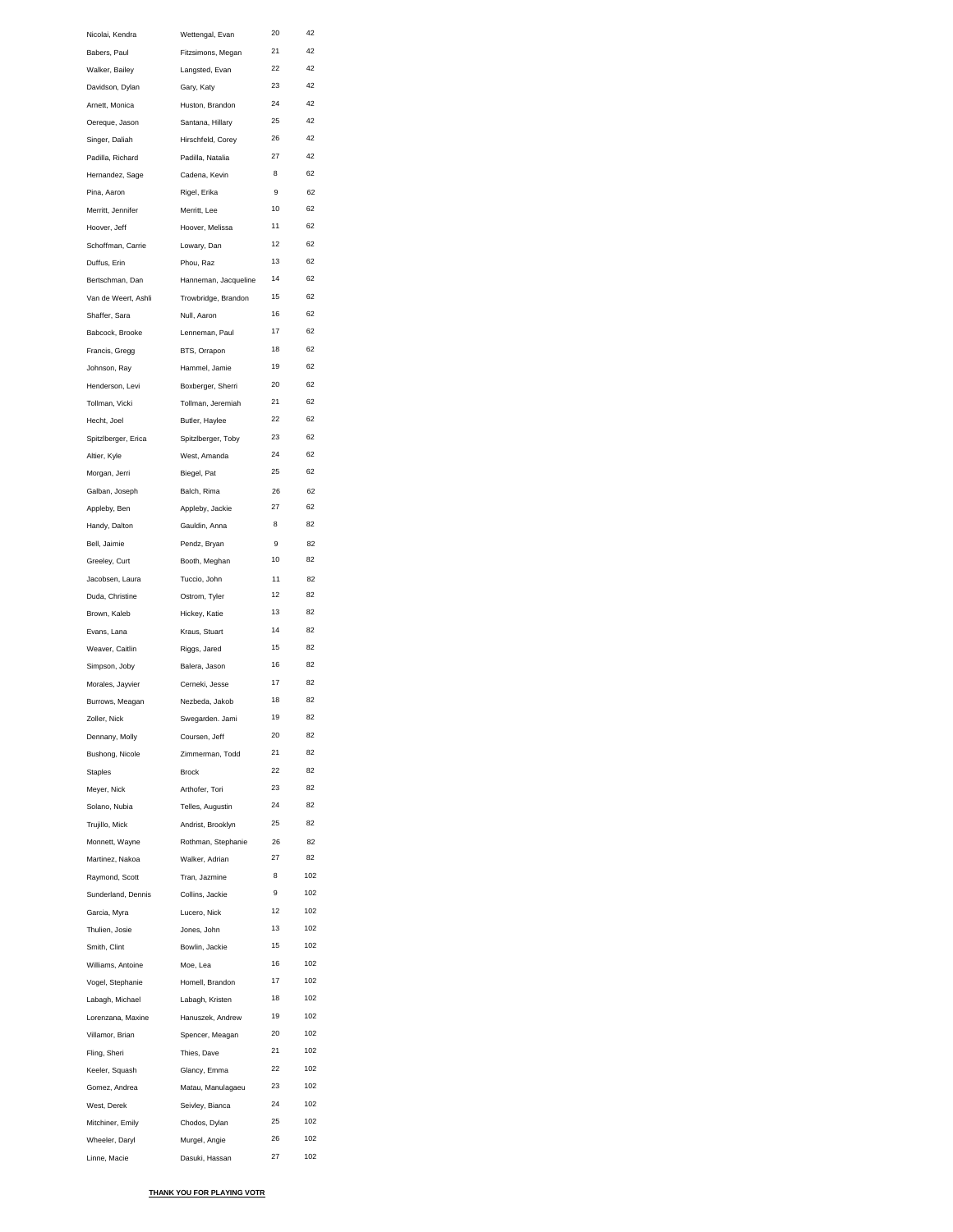| | | | |
|---|---|---|---|
| Nicolai, Kendra | Wettengal, Evan | 20 | 42 |
| Babers, Paul | Fitzsimons, Megan | 21 | 42 |
| Walker, Bailey | Langsted, Evan | 22 | 42 |
| Davidson, Dylan | Gary, Katy | 23 | 42 |
| Arnett, Monica | Huston, Brandon | 24 | 42 |
| Oereque, Jason | Santana, Hillary | 25 | 42 |
| Singer, Daliah | Hirschfeld, Corey | 26 | 42 |
| Padilla, Richard | Padilla, Natalia | 27 | 42 |
| Hernandez, Sage | Cadena, Kevin | 8 | 62 |
| Pina, Aaron | Rigel, Erika | 9 | 62 |
| Merritt, Jennifer | Merritt, Lee | 10 | 62 |
| Hoover, Jeff | Hoover, Melissa | 11 | 62 |
| Schoffman, Carrie | Lowary, Dan | 12 | 62 |
| Duffus, Erin | Phou, Raz | 13 | 62 |
| Bertschman, Dan | Hanneman, Jacqueline | 14 | 62 |
| Van de Weert, Ashli | Trowbridge, Brandon | 15 | 62 |
| Shaffer, Sara | Null, Aaron | 16 | 62 |
| Babcock, Brooke | Lenneman, Paul | 17 | 62 |
| Francis, Gregg | BTS, Orrapon | 18 | 62 |
| Johnson, Ray | Hammel, Jamie | 19 | 62 |
| Henderson, Levi | Boxberger, Sherri | 20 | 62 |
| Tollman, Vicki | Tollman, Jeremiah | 21 | 62 |
| Hecht, Joel | Butler, Haylee | 22 | 62 |
| Spitzlberger, Erica | Spitzlberger, Toby | 23 | 62 |
| Altier, Kyle | West, Amanda | 24 | 62 |
| Morgan, Jerri | Biegel, Pat | 25 | 62 |
| Galban, Joseph | Balch, Rima | 26 | 62 |
| Appleby, Ben | Appleby, Jackie | 27 | 62 |
| Handy, Dalton | Gauldin, Anna | 8 | 82 |
| Bell, Jaimie | Pendz, Bryan | 9 | 82 |
| Greeley, Curt | Booth, Meghan | 10 | 82 |
| Jacobsen, Laura | Tuccio, John | 11 | 82 |
| Duda, Christine | Ostrom, Tyler | 12 | 82 |
| Brown, Kaleb | Hickey, Katie | 13 | 82 |
| Evans, Lana | Kraus, Stuart | 14 | 82 |
| Weaver, Caitlin | Riggs, Jared | 15 | 82 |
| Simpson, Joby | Balera, Jason | 16 | 82 |
| Morales, Jayvier | Cerneki, Jesse | 17 | 82 |
| Burrows, Meagan | Nezbeda, Jakob | 18 | 82 |
| Zoller, Nick | Swegarden. Jami | 19 | 82 |
| Dennany, Molly | Coursen, Jeff | 20 | 82 |
| Bushong, Nicole | Zimmerman, Todd | 21 | 82 |
| Staples | Brock | 22 | 82 |
| Meyer, Nick | Arthofer, Tori | 23 | 82 |
| Solano, Nubia | Telles, Augustin | 24 | 82 |
| Trujillo, Mick | Andrist, Brooklyn | 25 | 82 |
| Monnett, Wayne | Rothman, Stephanie | 26 | 82 |
| Martinez, Nakoa | Walker, Adrian | 27 | 82 |
| Raymond, Scott | Tran, Jazmine | 8 | 102 |
| Sunderland, Dennis | Collins, Jackie | 9 | 102 |
| Garcia, Myra | Lucero, Nick | 12 | 102 |
| Thulien, Josie | Jones, John | 13 | 102 |
| Smith, Clint | Bowlin, Jackie | 15 | 102 |
| Williams, Antoine | Moe, Lea | 16 | 102 |
| Vogel, Stephanie | Homell, Brandon | 17 | 102 |
| Labagh, Michael | Labagh, Kristen | 18 | 102 |
| Lorenzana, Maxine | Hanuszek, Andrew | 19 | 102 |
| Villamor, Brian | Spencer, Meagan | 20 | 102 |
| Fling, Sheri | Thies, Dave | 21 | 102 |
| Keeler, Squash | Glancy, Emma | 22 | 102 |
| Gomez, Andrea | Matau, Manulagaeu | 23 | 102 |
| West, Derek | Seivley, Bianca | 24 | 102 |
| Mitchiner, Emily | Chodos, Dylan | 25 | 102 |
| Wheeler, Daryl | Murgel, Angie | 26 | 102 |
| Linne, Macie | Dasuki, Hassan | 27 | 102 |

**THANK YOU FOR PLAYING VOTR**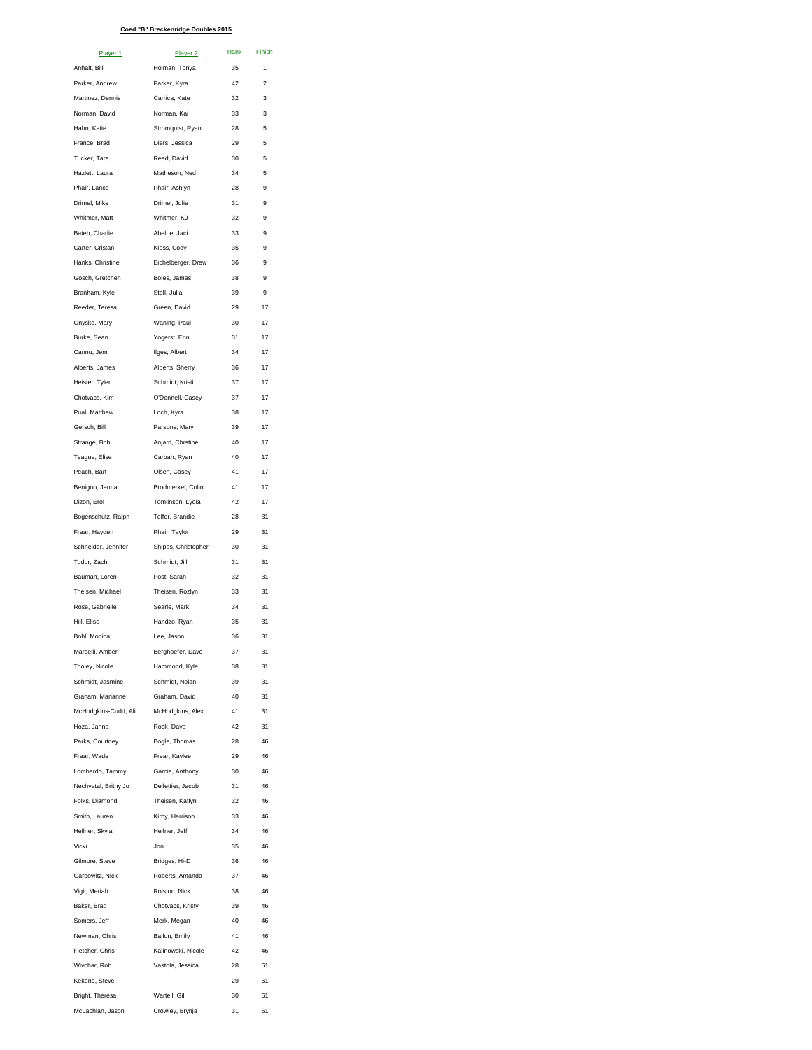**Coed "B" Breckenridge Doubles 2015**

| Player 1 | Player 2 | Rank | Finish |
|---|---|---|---|
| Anhalt, Bill | Holman, Tonya | 35 | 1 |
| Parker, Andrew | Parker, Kyra | 42 | 2 |
| Martinez, Dennis | Carrica, Kate | 32 | 3 |
| Norman, David | Norman, Kai | 33 | 3 |
| Hahn, Katie | Stromquist, Ryan | 28 | 5 |
| France, Brad | Diers, Jessica | 29 | 5 |
| Tucker, Tara | Reed, David | 30 | 5 |
| Hazlett, Laura | Matheson, Ned | 34 | 5 |
| Phair, Lance | Phair, Ashlyn | 28 | 9 |
| Drimel, Mike | Drimel, Julie | 31 | 9 |
| Whitmer, Matt | Whitmer, KJ | 32 | 9 |
| Bateh, Charlie | Abeloe, Jaci | 33 | 9 |
| Carter, Cristan | Kiess, Cody | 35 | 9 |
| Hanks, Christine | Eichelberger, Drew | 36 | 9 |
| Gosch, Gretchen | Boles, James | 38 | 9 |
| Branham, Kyle | Stoll, Julia | 39 | 9 |
| Reeder, Teresa | Green, David | 29 | 17 |
| Onysko, Mary | Waning, Paul | 30 | 17 |
| Burke, Sean | Yogerst, Erin | 31 | 17 |
| Cannu, Jem | Ilges, Albert | 34 | 17 |
| Alberts, James | Alberts, Sherry | 36 | 17 |
| Heister, Tyler | Schmidt, Kristi | 37 | 17 |
| Chotvacs, Kim | O'Donnell, Casey | 37 | 17 |
| Pual, Matthew | Loch, Kyra | 38 | 17 |
| Gersch, Bill | Parsons, Mary | 39 | 17 |
| Strange, Bob | Anjard, Chrstine | 40 | 17 |
| Teague, Elise | Carbah, Ryan | 40 | 17 |
| Peach, Bart | Olsen, Casey | 41 | 17 |
| Benigno, Jenna | Brodmerkel, Colin | 41 | 17 |
| Dizon, Erol | Tomlinson, Lydia | 42 | 17 |
| Bogenschutz, Ralph | Telfer, Brandie | 28 | 31 |
| Frear, Hayden | Phair, Taylor | 29 | 31 |
| Schneider, Jennifer | Shipps, Christopher | 30 | 31 |
| Tudor, Zach | Schmidt, Jill | 31 | 31 |
| Bauman, Loren | Post, Sarah | 32 | 31 |
| Theisen, Michael | Theisen, Rozlyn | 33 | 31 |
| Rose, Gabrielle | Searle, Mark | 34 | 31 |
| Hill, Elise | Handzo, Ryan | 35 | 31 |
| Bohl, Monica | Lee, Jason | 36 | 31 |
| Marcelli, Amber | Berghoefer, Dave | 37 | 31 |
| Tooley, Nicole | Hammond, Kyle | 38 | 31 |
| Schmidt, Jasmine | Schmidt, Nolan | 39 | 31 |
| Graham, Marianne | Graham, David | 40 | 31 |
| McHodgkins-Cudd, Ali | McHodgkins, Alex | 41 | 31 |
| Hoza, Janna | Rock, Dave | 42 | 31 |
| Parks, Courtney | Bogle, Thomas | 28 | 46 |
| Frear, Wade | Frear, Kaylee | 29 | 46 |
| Lombardo, Tammy | Garcia, Anthony | 30 | 46 |
| Nechvatal, Britny Jo | Dellettier, Jacob | 31 | 46 |
| Folks, Diamond | Theisen, Katlyn | 32 | 46 |
| Smith, Lauren | Kirby, Harrison | 33 | 46 |
| Hellner, Skylar | Hellner, Jeff | 34 | 46 |
| Vicki | Jon | 35 | 46 |
| Gilmore, Steve | Bridges, Hi-D | 36 | 46 |
| Garbowitz, Nick | Roberts, Amanda | 37 | 46 |
| Vigil, Meriah | Rolston, Nick | 38 | 46 |
| Baker, Brad | Chotvacs, Kristy | 39 | 46 |
| Somers, Jeff | Merk, Megan | 40 | 46 |
| Newman, Chris | Bailon, Emily | 41 | 46 |
| Fletcher, Chris | Kalinowski, Nicole | 42 | 46 |
| Wivchar, Rob | Vastola, Jessica | 28 | 61 |
| Kekene, Steve | | 29 | 61 |
| Bright, Theresa | Wartell, Gil | 30 | 61 |
| McLachlan, Jason | Crowley, Brynja | 31 | 61 |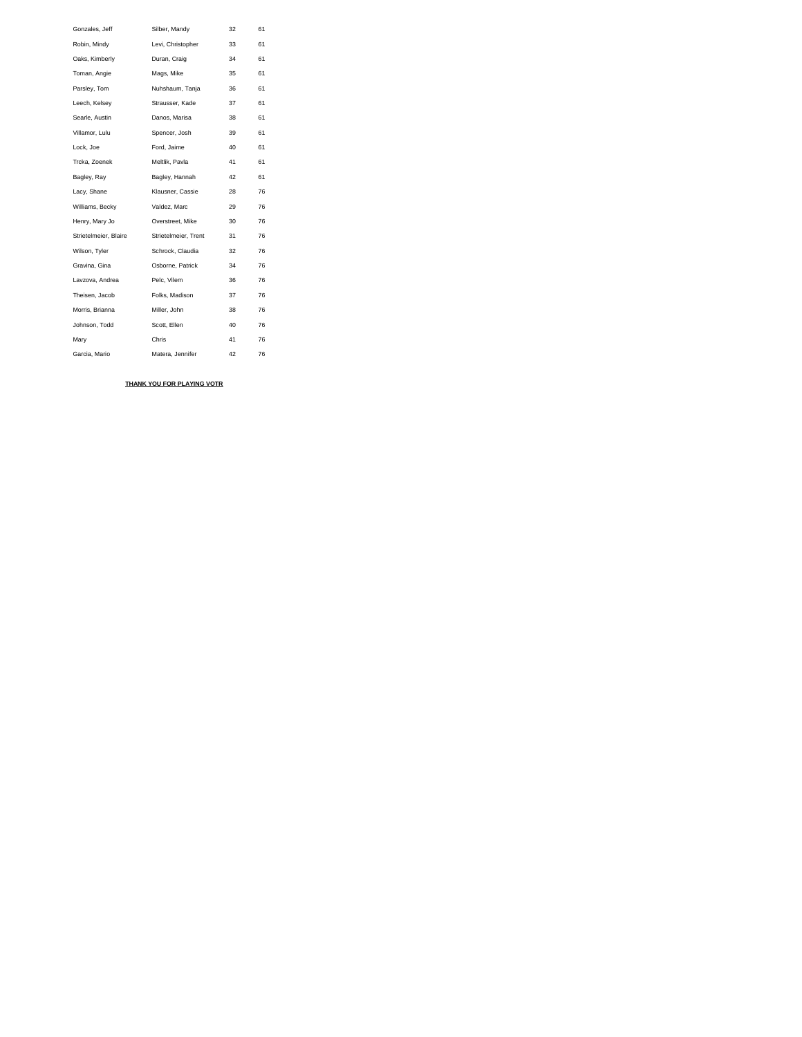| | | | |
|---|---|---|---|
| Gonzales, Jeff | Silber, Mandy | 32 | 61 |
| Robin, Mindy | Levi, Christopher | 33 | 61 |
| Oaks, Kimberly | Duran, Craig | 34 | 61 |
| Toman, Angie | Mags, Mike | 35 | 61 |
| Parsley, Tom | Nuhshaum, Tanja | 36 | 61 |
| Leech, Kelsey | Strausser, Kade | 37 | 61 |
| Searle, Austin | Danos, Marisa | 38 | 61 |
| Villamor, Lulu | Spencer, Josh | 39 | 61 |
| Lock, Joe | Ford, Jaime | 40 | 61 |
| Trcka, Zoenek | Meltlik, Pavla | 41 | 61 |
| Bagley, Ray | Bagley, Hannah | 42 | 61 |
| Lacy, Shane | Klausner, Cassie | 28 | 76 |
| Williams, Becky | Valdez, Marc | 29 | 76 |
| Henry, Mary Jo | Overstreet, Mike | 30 | 76 |
| Strietelmeier, Blaire | Strietelmeier, Trent | 31 | 76 |
| Wilson, Tyler | Schrock, Claudia | 32 | 76 |
| Gravina, Gina | Osborne, Patrick | 34 | 76 |
| Lavzova, Andrea | Pelc, Vilem | 36 | 76 |
| Theisen, Jacob | Folks, Madison | 37 | 76 |
| Morris, Brianna | Miller, John | 38 | 76 |
| Johnson, Todd | Scott, Ellen | 40 | 76 |
| Mary | Chris | 41 | 76 |
| Garcia, Mario | Matera, Jennifer | 42 | 76 |

**THANK YOU FOR PLAYING VOTR**